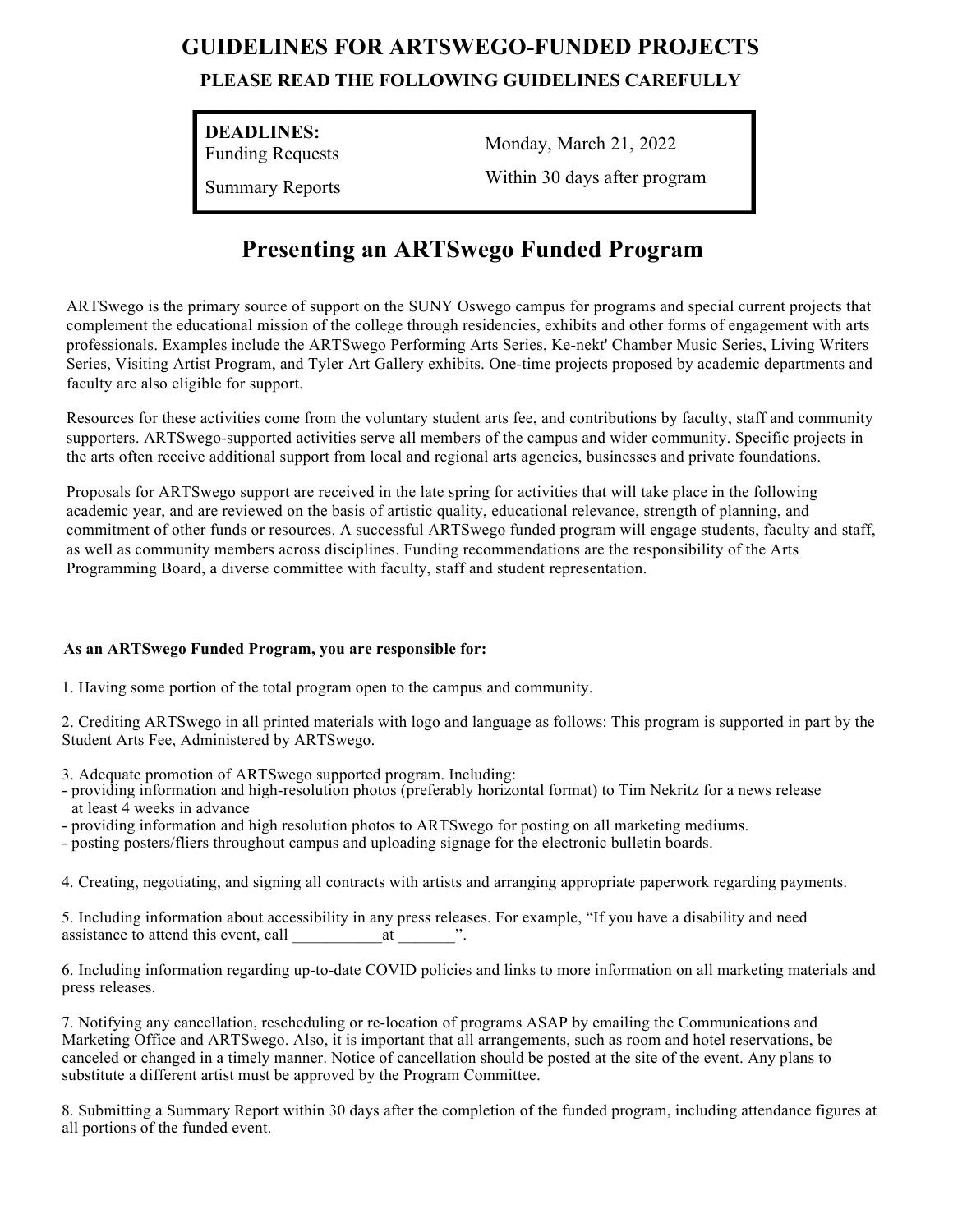# GUIDELINES FOR ARTSWEGO-FUNDED PROJECTS

### PLEASE READ THE FOLLOWING GUIDELINES CAREFULLY

| **DEADLINES:** | |
|---|---|
| Funding Requests | Monday, March 21, 2022 |
| Summary Reports | Within 30 days after program |

## Presenting an ARTSwego Funded Program

ARTSwego is the primary source of support on the SUNY Oswego campus for programs and special current projects that complement the educational mission of the college through residencies, exhibits and other forms of engagement with arts professionals. Examples include the ARTSwego Performing Arts Series, Ke-nekt' Chamber Music Series, Living Writers Series, Visiting Artist Program, and Tyler Art Gallery exhibits. One-time projects proposed by academic departments and faculty are also eligible for support.

Resources for these activities come from the voluntary student arts fee, and contributions by faculty, staff and community supporters. ARTSwego-supported activities serve all members of the campus and wider community. Specific projects in the arts often receive additional support from local and regional arts agencies, businesses and private foundations.

Proposals for ARTSwego support are received in the late spring for activities that will take place in the following academic year, and are reviewed on the basis of artistic quality, educational relevance, strength of planning, and commitment of other funds or resources. A successful ARTSwego funded program will engage students, faculty and staff, as well as community members across disciplines. Funding recommendations are the responsibility of the Arts Programming Board, a diverse committee with faculty, staff and student representation.

**As an ARTSwego Funded Program, you are responsible for:**

1. Having some portion of the total program open to the campus and community.

2. Crediting ARTSwego in all printed materials with logo and language as follows: This program is supported in part by the Student Arts Fee, Administered by ARTSwego.

3. Adequate promotion of ARTSwego supported program. Including:
- providing information and high-resolution photos (preferably horizontal format) to Tim Nekritz for a news release at least 4 weeks in advance
- providing information and high resolution photos to ARTSwego for posting on all marketing mediums.
- posting posters/fliers throughout campus and uploading signage for the electronic bulletin boards.

4. Creating, negotiating, and signing all contracts with artists and arranging appropriate paperwork regarding payments.

5. Including information about accessibility in any press releases. For example, "If you have a disability and need assistance to attend this event, call ___________at _______".

6. Including information regarding up-to-date COVID policies and links to more information on all marketing materials and press releases.

7. Notifying any cancellation, rescheduling or re-location of programs ASAP by emailing the Communications and Marketing Office and ARTSwego. Also, it is important that all arrangements, such as room and hotel reservations, be canceled or changed in a timely manner. Notice of cancellation should be posted at the site of the event. Any plans to substitute a different artist must be approved by the Program Committee.

8. Submitting a Summary Report within 30 days after the completion of the funded program, including attendance figures at all portions of the funded event.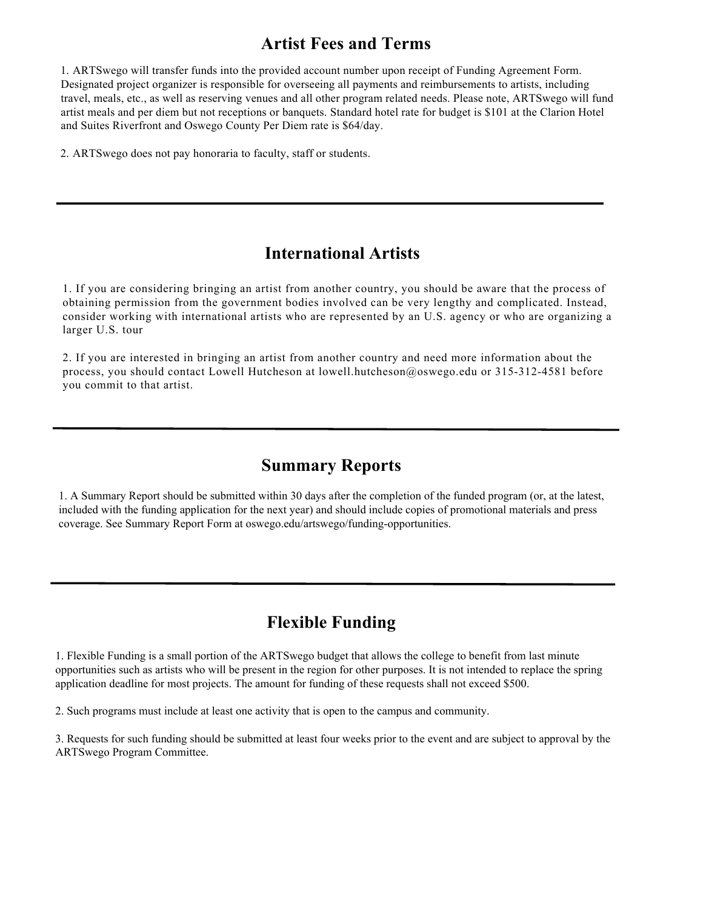## Artist Fees and Terms

1. ARTSwego will transfer funds into the provided account number upon receipt of Funding Agreement Form. Designated project organizer is responsible for overseeing all payments and reimbursements to artists, including travel, meals, etc., as well as reserving venues and all other program related needs. Please note, ARTSwego will fund artist meals and per diem but not receptions or banquets. Standard hotel rate for budget is $101 at the Clarion Hotel and Suites Riverfront and Oswego County Per Diem rate is $64/day.

2. ARTSwego does not pay honoraria to faculty, staff or students.

---

## International Artists

1. If you are considering bringing an artist from another country, you should be aware that the process of obtaining permission from the government bodies involved can be very lengthy and complicated. Instead, consider working with international artists who are represented by an U.S. agency or who are organizing a larger U.S. tour

2. If you are interested in bringing an artist from another country and need more information about the process, you should contact Lowell Hutcheson at lowell.hutcheson@oswego.edu or 315-312-4581 before you commit to that artist.

---

## Summary Reports

1. A Summary Report should be submitted within 30 days after the completion of the funded program (or, at the latest, included with the funding application for the next year) and should include copies of promotional materials and press coverage. See Summary Report Form at oswego.edu/artswego/funding-opportunities.

---

## Flexible Funding

1. Flexible Funding is a small portion of the ARTSwego budget that allows the college to benefit from last minute opportunities such as artists who will be present in the region for other purposes. It is not intended to replace the spring application deadline for most projects. The amount for funding of these requests shall not exceed $500.

2. Such programs must include at least one activity that is open to the campus and community.

3. Requests for such funding should be submitted at least four weeks prior to the event and are subject to approval by the ARTSwego Program Committee.